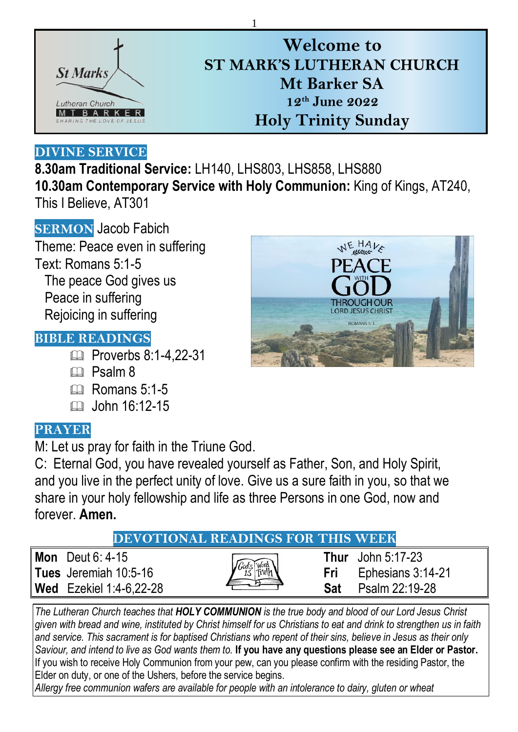# Welcome to ST MARK'S LUTHERAN CHURCH Mt Barker SA

## 12th June 2022

## Holy Trinity Sunday

## DIVINE SERVICE

**8.30am Traditional Service:** LH140, LHS803, LHS858, LHS880

**10.30am Contemporary Service with Holy Communion:** King of Kings, AT240, This I Believe, AT301

## SERMON

Jacob Fabich

Theme: Peace even in suffering

Text: Romans 5:1-5

- The peace God gives us
- Peace in suffering
- Rejoicing in suffering

## BIBLE READINGS

- Proverbs 8:1-4,22-31
- Psalm 8
- Romans 5:1-5
- John 16:12-15

## PRAYER

M: Let us pray for faith in the Triune God.

C: Eternal God, you have revealed yourself as Father, Son, and Holy Spirit, and you live in the perfect unity of love. Give us a sure faith in you, so that we share in your holy fellowship and life as three Persons in one God, now and forever. **Amen.**

## DEVOTIONAL READINGS FOR THIS WEEK

| | | | |
|---|---|---|---|
| **Mon** | Deut 6: 4-15 | **Thur** | John 5:17-23 |
| **Tues** | Jeremiah 10:5-16 | **Fri** | Ephesians 3:14-21 |
| **Wed** | Ezekiel 1:4-6,22-28 | **Sat** | Psalm 22:19-28 |

*The Lutheran Church teaches that* ***HOLY COMMUNION*** *is the true body and blood of our Lord Jesus Christ given with bread and wine, instituted by Christ himself for us Christians to eat and drink to strengthen us in faith and service. This sacrament is for baptised Christians who repent of their sins, believe in Jesus as their only Saviour, and intend to live as God wants them to.* **If you have any questions please see an Elder or Pastor.** If you wish to receive Holy Communion from your pew, can you please confirm with the residing Pastor, the Elder on duty, or one of the Ushers, before the service begins.

*Allergy free communion wafers are available for people with an intolerance to dairy, gluten or wheat*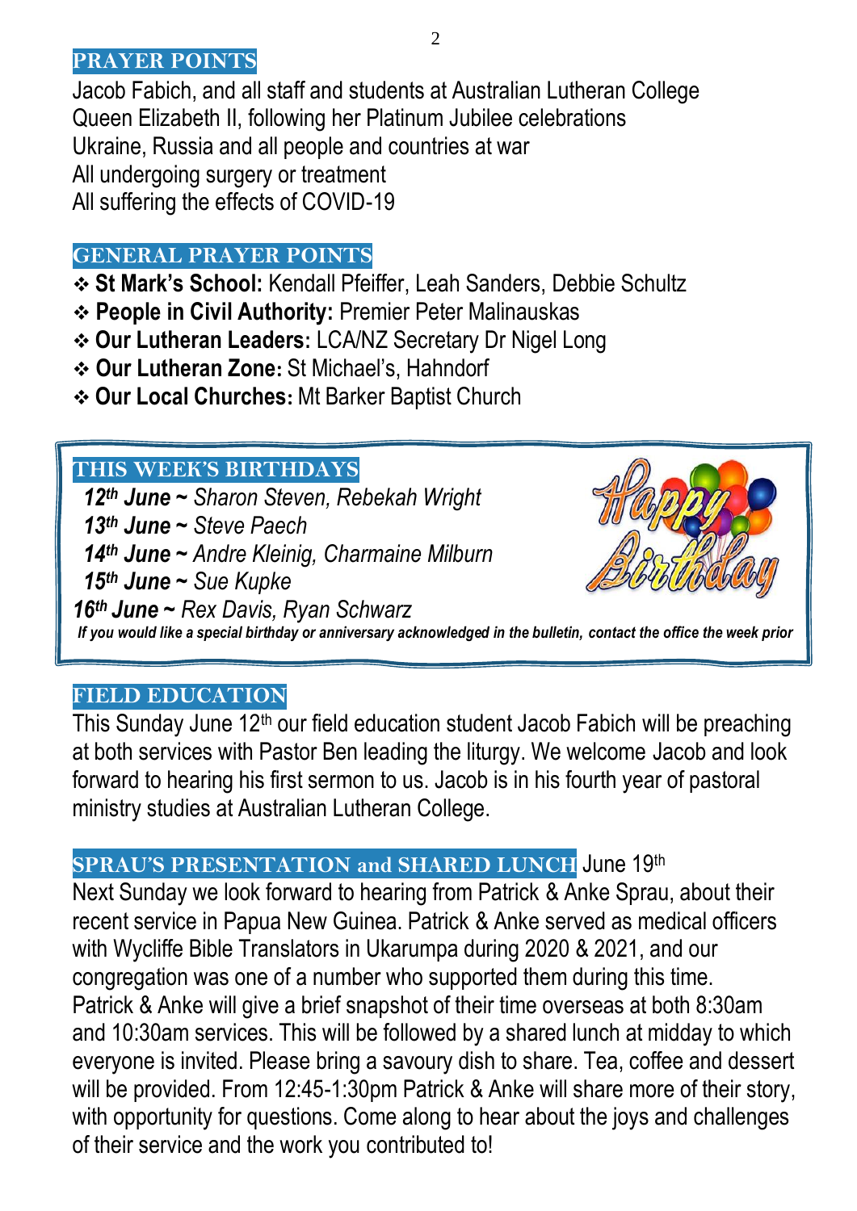## PRAYER POINTS

Jacob Fabich, and all staff and students at Australian Lutheran College
Queen Elizabeth II, following her Platinum Jubilee celebrations
Ukraine, Russia and all people and countries at war
All undergoing surgery or treatment
All suffering the effects of COVID-19

## GENERAL PRAYER POINTS

- **St Mark's School:** Kendall Pfeiffer, Leah Sanders, Debbie Schultz
- **People in Civil Authority:** Premier Peter Malinauskas
- **Our Lutheran Leaders:** LCA/NZ Secretary Dr Nigel Long
- **Our Lutheran Zone:** St Michael's, Hahndorf
- **Our Local Churches:** Mt Barker Baptist Church

## THIS WEEK'S BIRTHDAYS

***12th June ~*** *Sharon Steven, Rebekah Wright*
***13th June ~*** *Steve Paech*
***14th June ~*** *Andre Kleinig, Charmaine Milburn*
***15th June ~*** *Sue Kupke*
***16th June ~*** *Rex Davis, Ryan Schwarz*

***If you would like a special birthday or anniversary acknowledged in the bulletin, contact the office the week prior***

## FIELD EDUCATION

This Sunday June 12th our field education student Jacob Fabich will be preaching at both services with Pastor Ben leading the liturgy. We welcome Jacob and look forward to hearing his first sermon to us. Jacob is in his fourth year of pastoral ministry studies at Australian Lutheran College.

## SPRAU'S PRESENTATION and SHARED LUNCH June 19th

Next Sunday we look forward to hearing from Patrick & Anke Sprau, about their recent service in Papua New Guinea. Patrick & Anke served as medical officers with Wycliffe Bible Translators in Ukarumpa during 2020 & 2021, and our congregation was one of a number who supported them during this time. Patrick & Anke will give a brief snapshot of their time overseas at both 8:30am and 10:30am services. This will be followed by a shared lunch at midday to which everyone is invited. Please bring a savoury dish to share. Tea, coffee and dessert will be provided. From 12:45-1:30pm Patrick & Anke will share more of their story, with opportunity for questions. Come along to hear about the joys and challenges of their service and the work you contributed to!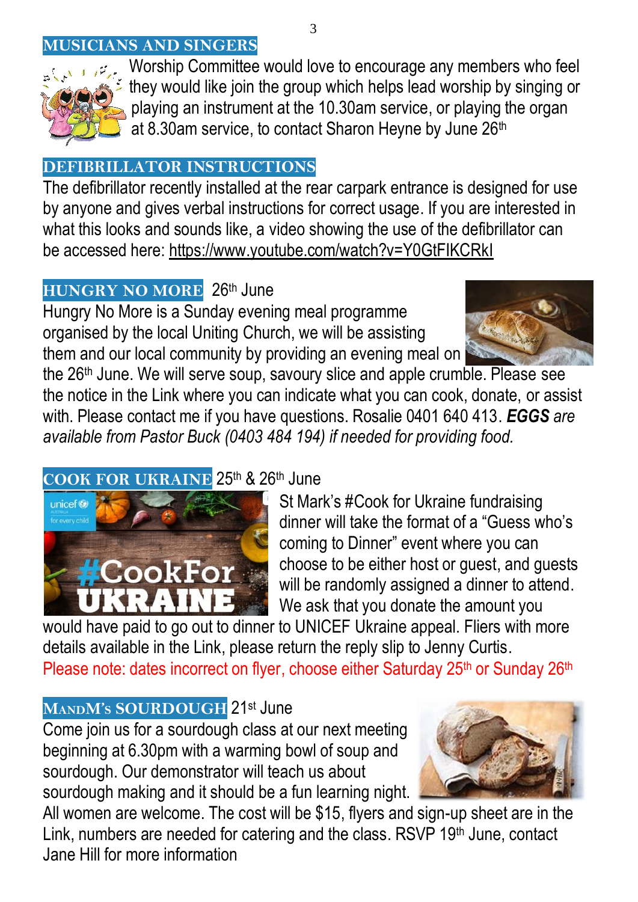## MUSICIANS AND SINGERS

Worship Committee would love to encourage any members who feel they would like join the group which helps lead worship by singing or playing an instrument at the 10.30am service, or playing the organ at 8.30am service, to contact Sharon Heyne by June 26th

## DEFIBRILLATOR INSTRUCTIONS

The defibrillator recently installed at the rear carpark entrance is designed for use by anyone and gives verbal instructions for correct usage. If you are interested in what this looks and sounds like, a video showing the use of the defibrillator can be accessed here: https://www.youtube.com/watch?v=Y0GtFIKCRkI

## HUNGRY NO MORE 26th June

Hungry No More is a Sunday evening meal programme organised by the local Uniting Church, we will be assisting them and our local community by providing an evening meal on the 26th June. We will serve soup, savoury slice and apple crumble. Please see the notice in the Link where you can indicate what you can cook, donate, or assist with. Please contact me if you have questions. Rosalie 0401 640 413. ***EGGS*** *are available from Pastor Buck (0403 484 194) if needed for providing food.*

## COOK FOR UKRAINE 25th & 26th June

St Mark's #Cook for Ukraine fundraising dinner will take the format of a "Guess who's coming to Dinner" event where you can choose to be either host or guest, and guests will be randomly assigned a dinner to attend. We ask that you donate the amount you would have paid to go out to dinner to UNICEF Ukraine appeal. Fliers with more details available in the Link, please return the reply slip to Jenny Curtis.

Please note: dates incorrect on flyer, choose either Saturday 25th or Sunday 26th

## MANDM's SOURDOUGH 21st June

Come join us for a sourdough class at our next meeting beginning at 6.30pm with a warming bowl of soup and sourdough. Our demonstrator will teach us about sourdough making and it should be a fun learning night. All women are welcome. The cost will be $15, flyers and sign-up sheet are in the Link, numbers are needed for catering and the class. RSVP 19th June, contact Jane Hill for more information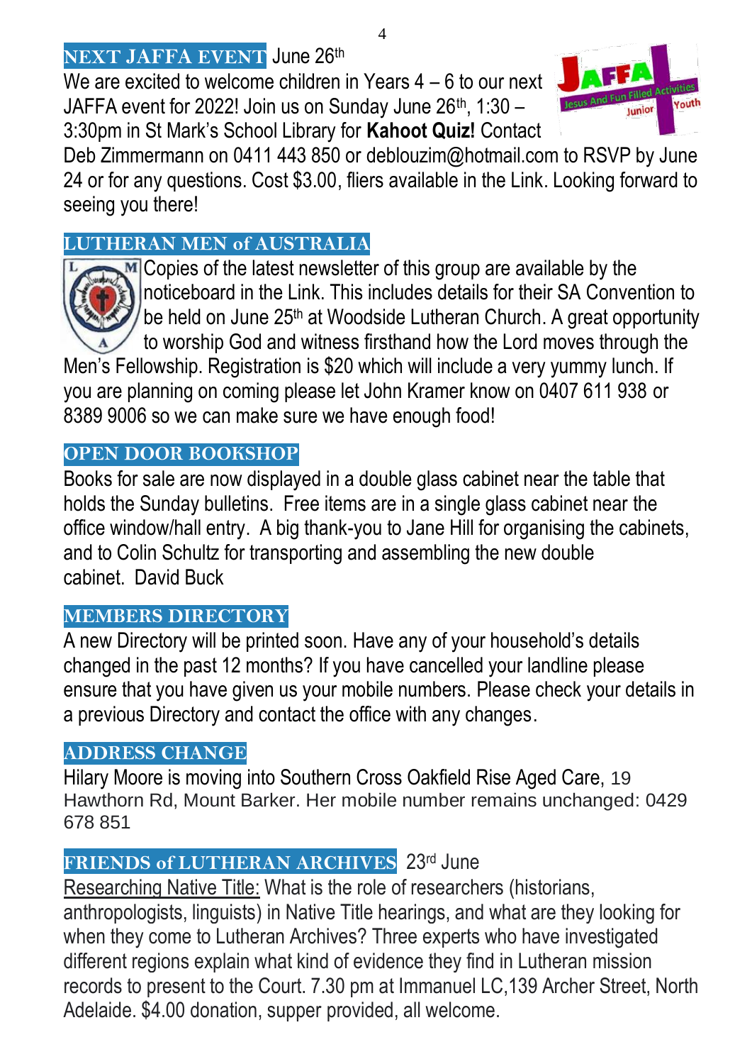## NEXT JAFFA EVENT June 26th

We are excited to welcome children in Years 4 – 6 to our next JAFFA event for 2022! Join us on Sunday June 26th, 1:30 – 3:30pm in St Mark's School Library for **Kahoot Quiz!** Contact Deb Zimmermann on 0411 443 850 or deblouzim@hotmail.com to RSVP by June 24 or for any questions. Cost $3.00, fliers available in the Link. Looking forward to seeing you there!

## LUTHERAN MEN of AUSTRALIA

Copies of the latest newsletter of this group are available by the noticeboard in the Link. This includes details for their SA Convention to be held on June 25th at Woodside Lutheran Church. A great opportunity to worship God and witness firsthand how the Lord moves through the Men's Fellowship. Registration is $20 which will include a very yummy lunch. If you are planning on coming please let John Kramer know on 0407 611 938 or 8389 9006 so we can make sure we have enough food!

## OPEN DOOR BOOKSHOP

Books for sale are now displayed in a double glass cabinet near the table that holds the Sunday bulletins. Free items are in a single glass cabinet near the office window/hall entry. A big thank-you to Jane Hill for organising the cabinets, and to Colin Schultz for transporting and assembling the new double cabinet. David Buck

## MEMBERS DIRECTORY

A new Directory will be printed soon. Have any of your household's details changed in the past 12 months? If you have cancelled your landline please ensure that you have given us your mobile numbers. Please check your details in a previous Directory and contact the office with any changes.

## ADDRESS CHANGE

Hilary Moore is moving into Southern Cross Oakfield Rise Aged Care, 19 Hawthorn Rd, Mount Barker. Her mobile number remains unchanged: 0429 678 851

## FRIENDS of LUTHERAN ARCHIVES 23rd June

Researching Native Title: What is the role of researchers (historians, anthropologists, linguists) in Native Title hearings, and what are they looking for when they come to Lutheran Archives? Three experts who have investigated different regions explain what kind of evidence they find in Lutheran mission records to present to the Court. 7.30 pm at Immanuel LC,139 Archer Street, North Adelaide. $4.00 donation, supper provided, all welcome.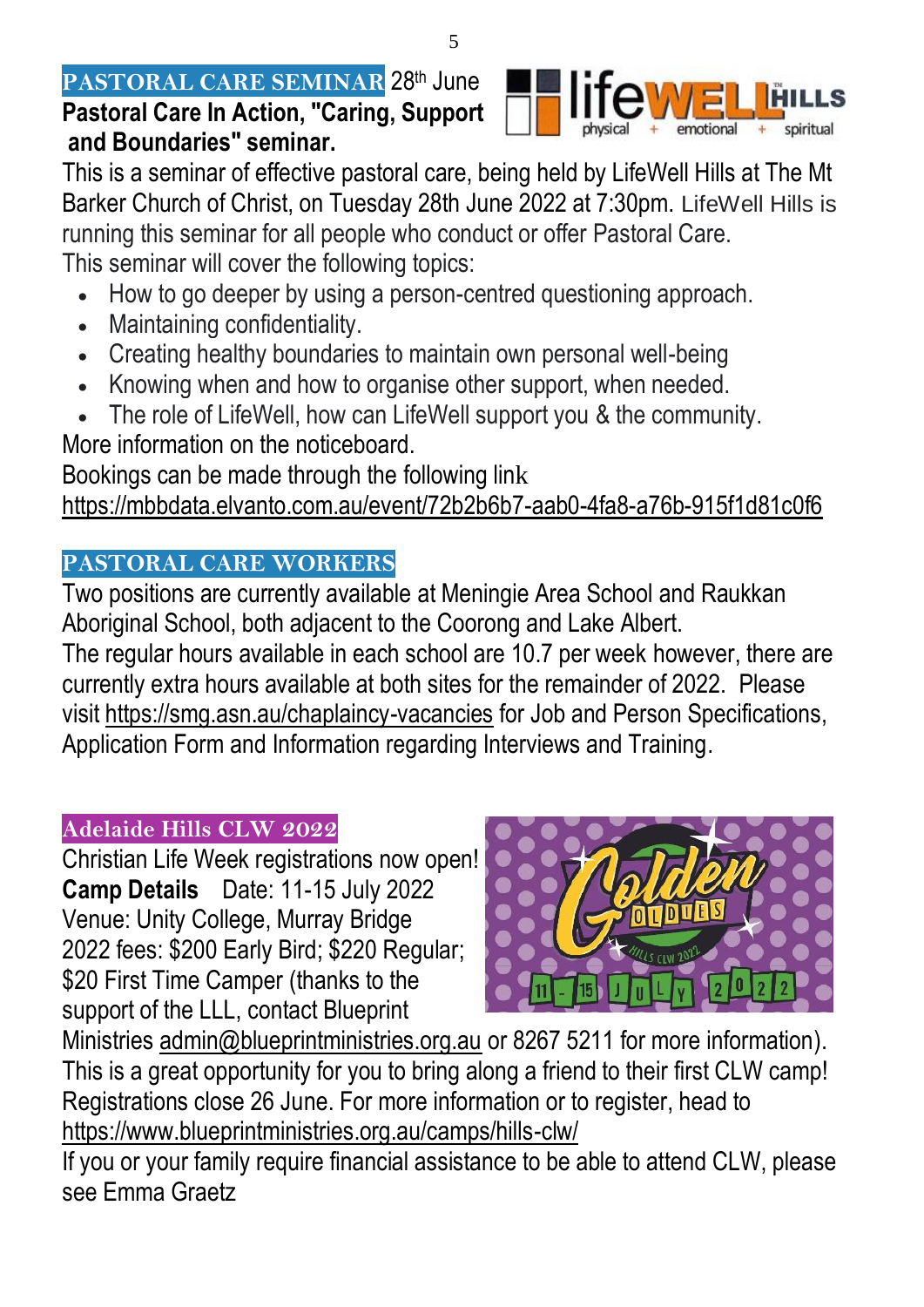## PASTORAL CARE SEMINAR 28th June

**Pastoral Care In Action, "Caring, Support and Boundaries" seminar.**

This is a seminar of effective pastoral care, being held by LifeWell Hills at The Mt Barker Church of Christ, on Tuesday 28th June 2022 at 7:30pm. LifeWell Hills is running this seminar for all people who conduct or offer Pastoral Care.

This seminar will cover the following topics:

- How to go deeper by using a person-centred questioning approach.
- Maintaining confidentiality.
- Creating healthy boundaries to maintain own personal well-being
- Knowing when and how to organise other support, when needed.
- The role of LifeWell, how can LifeWell support you & the community.

More information on the noticeboard.

Bookings can be made through the following link https://mbbdata.elvanto.com.au/event/72b2b6b7-aab0-4fa8-a76b-915f1d81c0f6

## PASTORAL CARE WORKERS

Two positions are currently available at Meningie Area School and Raukkan Aboriginal School, both adjacent to the Coorong and Lake Albert.

The regular hours available in each school are 10.7 per week however, there are currently extra hours available at both sites for the remainder of 2022. Please visit https://smg.asn.au/chaplaincy-vacancies for Job and Person Specifications, Application Form and Information regarding Interviews and Training.

## Adelaide Hills CLW 2022

Christian Life Week registrations now open!

**Camp Details** Date: 11-15 July 2022

Venue: Unity College, Murray Bridge

2022 fees: $200 Early Bird; $220 Regular; $20 First Time Camper (thanks to the support of the LLL, contact Blueprint Ministries admin@blueprintministries.org.au or 8267 5211 for more information).

This is a great opportunity for you to bring along a friend to their first CLW camp! Registrations close 26 June. For more information or to register, head to https://www.blueprintministries.org.au/camps/hills-clw/

If you or your family require financial assistance to be able to attend CLW, please see Emma Graetz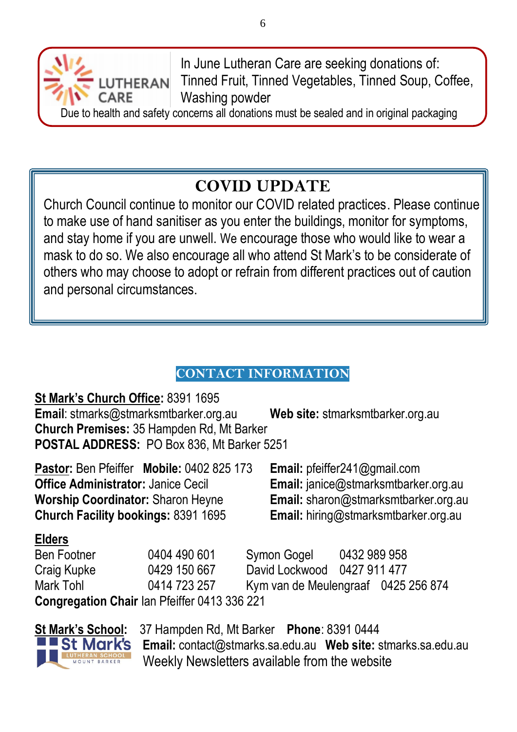LUTHERAN CARE

In June Lutheran Care are seeking donations of: Tinned Fruit, Tinned Vegetables, Tinned Soup, Coffee, Washing powder

Due to health and safety concerns all donations must be sealed and in original packaging

## COVID UPDATE

Church Council continue to monitor our COVID related practices. Please continue to make use of hand sanitiser as you enter the buildings, monitor for symptoms, and stay home if you are unwell. We encourage those who would like to wear a mask to do so. We also encourage all who attend St Mark's to be considerate of others who may choose to adopt or refrain from different practices out of caution and personal circumstances.

## CONTACT INFORMATION

**St Mark's Church Office:** 8391 1695
**Email**: stmarks@stmarksmtbarker.org.au **Web site:** stmarksmtbarker.org.au
**Church Premises:** 35 Hampden Rd, Mt Barker
**POSTAL ADDRESS:** PO Box 836, Mt Barker 5251

**Pastor:** Ben Pfeiffer **Mobile:** 0402 825 173 **Email:** pfeiffer241@gmail.com
**Office Administrator:** Janice Cecil **Email:** janice@stmarksmtbarker.org.au
**Worship Coordinator:** Sharon Heyne **Email:** sharon@stmarksmtbarker.org.au
**Church Facility bookings:** 8391 1695 **Email:** hiring@stmarksmtbarker.org.au

**Elders**

| | | | |
|---|---|---|---|
| Ben Footner | 0404 490 601 | Symon Gogel | 0432 989 958 |
| Craig Kupke | 0429 150 667 | David Lockwood | 0427 911 477 |
| Mark Tohl | 0414 723 257 | Kym van de Meulengraaf | 0425 256 874 |

**Congregation Chair** Ian Pfeiffer 0413 336 221

**St Mark's School:** 37 Hampden Rd, Mt Barker **Phone**: 8391 0444
**Email:** contact@stmarks.sa.edu.au **Web site:** stmarks.sa.edu.au
Weekly Newsletters available from the website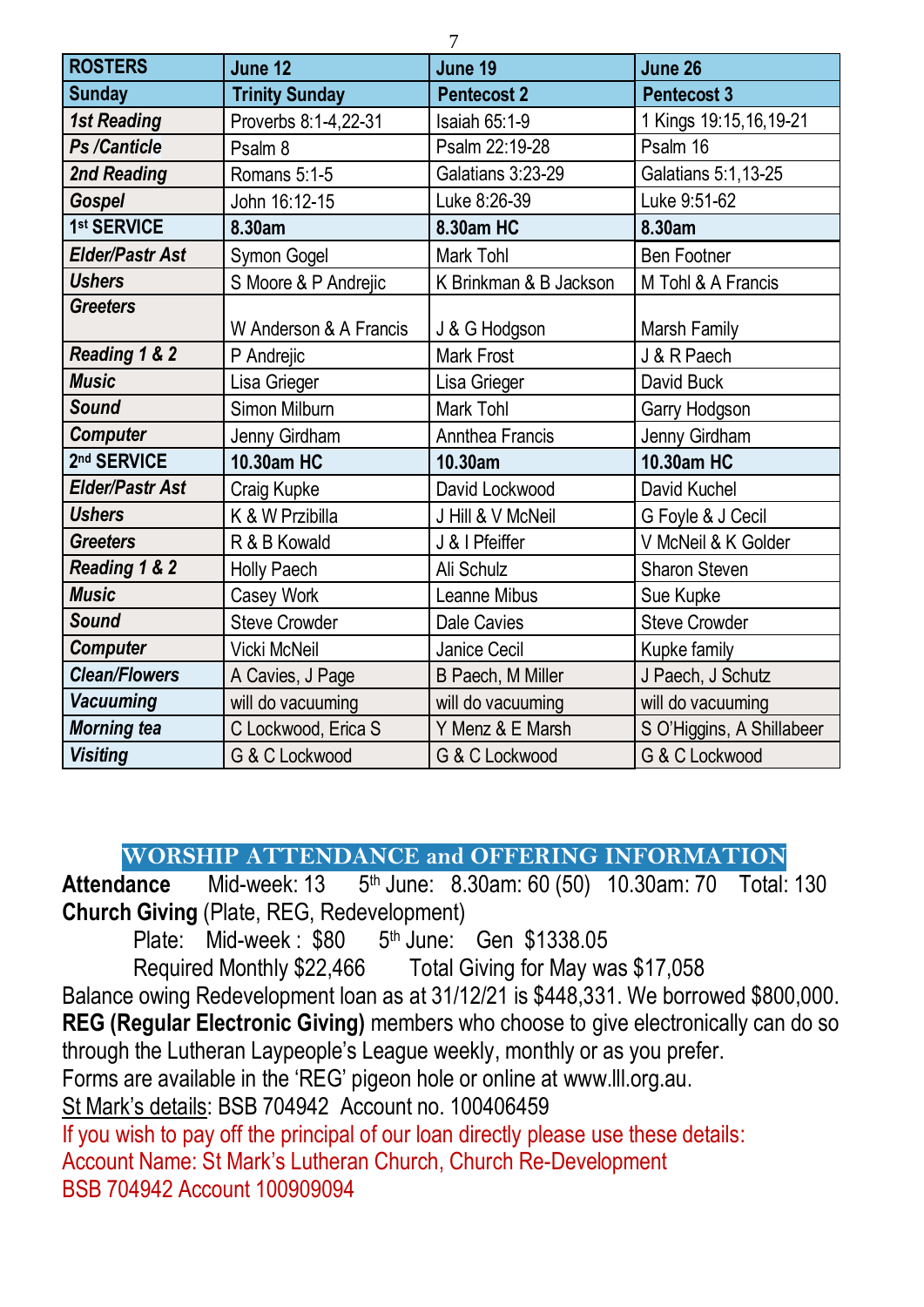| ROSTERS | June 12 | June 19 | June 26 |
|---|---|---|---|
| **Sunday** | **Trinity Sunday** | **Pentecost 2** | **Pentecost 3** |
| ***1st Reading*** | Proverbs 8:1-4,22-31 | Isaiah 65:1-9 | 1 Kings 19:15,16,19-21 |
| ***Ps /Canticle*** | Psalm 8 | Psalm 22:19-28 | Psalm 16 |
| ***2nd Reading*** | Romans 5:1-5 | Galatians 3:23-29 | Galatians 5:1,13-25 |
| ***Gospel*** | John 16:12-15 | Luke 8:26-39 | Luke 9:51-62 |
| **1st SERVICE** | **8.30am** | **8.30am HC** | **8.30am** |
| ***Elder/Pastr Ast*** | Symon Gogel | Mark Tohl | Ben Footner |
| ***Ushers*** | S Moore & P Andrejic | K Brinkman & B Jackson | M Tohl & A Francis |
| ***Greeters*** | W Anderson & A Francis | J & G Hodgson | Marsh Family |
| ***Reading 1 & 2*** | P Andrejic | Mark Frost | J & R Paech |
| ***Music*** | Lisa Grieger | Lisa Grieger | David Buck |
| ***Sound*** | Simon Milburn | Mark Tohl | Garry Hodgson |
| ***Computer*** | Jenny Girdham | Annthea Francis | Jenny Girdham |
| **2nd SERVICE** | **10.30am HC** | **10.30am** | **10.30am HC** |
| ***Elder/Pastr Ast*** | Craig Kupke | David Lockwood | David Kuchel |
| ***Ushers*** | K & W Przibilla | J Hill & V McNeil | G Foyle & J Cecil |
| ***Greeters*** | R & B Kowald | J & I Pfeiffer | V McNeil & K Golder |
| ***Reading 1 & 2*** | Holly Paech | Ali Schulz | Sharon Steven |
| ***Music*** | Casey Work | Leanne Mibus | Sue Kupke |
| ***Sound*** | Steve Crowder | Dale Cavies | Steve Crowder |
| ***Computer*** | Vicki McNeil | Janice Cecil | Kupke family |
| ***Clean/Flowers*** | A Cavies, J Page | B Paech, M Miller | J Paech, J Schutz |
| ***Vacuuming*** | will do vacuuming | will do vacuuming | will do vacuuming |
| ***Morning tea*** | C Lockwood, Erica S | Y Menz & E Marsh | S O'Higgins, A Shillabeer |
| ***Visiting*** | G & C Lockwood | G & C Lockwood | G & C Lockwood |

## WORSHIP ATTENDANCE and OFFERING INFORMATION

**Attendance** Mid-week: 13 5th June: 8.30am: 60 (50) 10.30am: 70 Total: 130

**Church Giving** (Plate, REG, Redevelopment)

Plate: Mid-week : $80 5th June: Gen $1338.05

Required Monthly $22,466 Total Giving for May was $17,058

Balance owing Redevelopment loan as at 31/12/21 is $448,331. We borrowed $800,000.

**REG (Regular Electronic Giving)** members who choose to give electronically can do so through the Lutheran Laypeople's League weekly, monthly or as you prefer. Forms are available in the 'REG' pigeon hole or online at www.lll.org.au.

St Mark's details: BSB 704942 Account no. 100406459

If you wish to pay off the principal of our loan directly please use these details:
Account Name: St Mark's Lutheran Church, Church Re-Development
BSB 704942 Account 100909094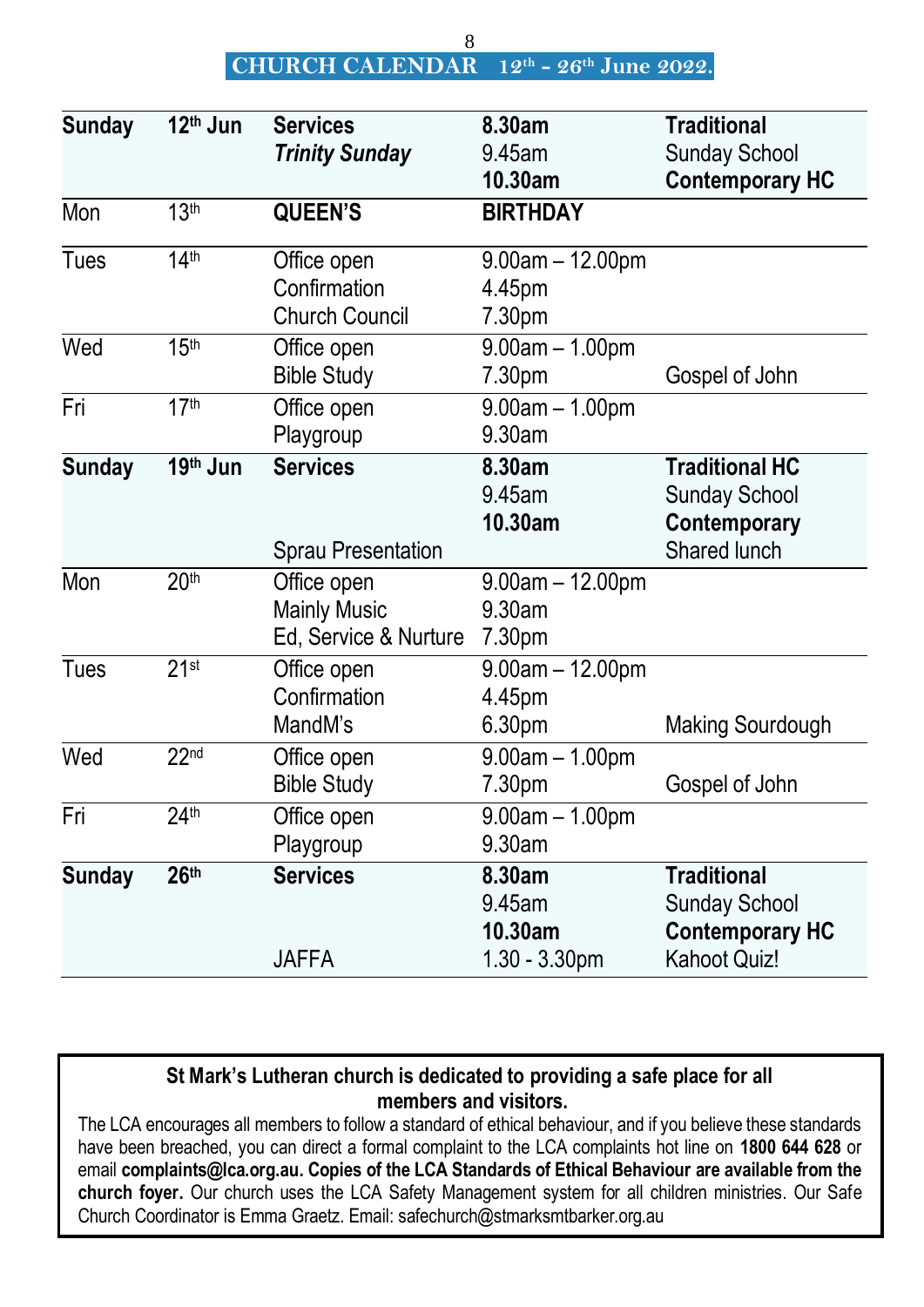# CHURCH CALENDAR 12th - 26th June 2022.

| | | | | |
|---|---|---|---|---|
| **Sunday** | **12th Jun** | **Services** | **8.30am** | **Traditional** |
| | | ***Trinity Sunday*** | 9.45am | Sunday School |
| | | | **10.30am** | **Contemporary HC** |
| Mon | 13th | **QUEEN'S** | **BIRTHDAY** | |
| Tues | 14th | Office open | 9.00am – 12.00pm | |
| | | Confirmation | 4.45pm | |
| | | Church Council | 7.30pm | |
| Wed | 15th | Office open | 9.00am – 1.00pm | |
| | | Bible Study | 7.30pm | Gospel of John |
| Fri | 17th | Office open | 9.00am – 1.00pm | |
| | | Playgroup | 9.30am | |
| **Sunday** | **19th Jun** | **Services** | **8.30am** | **Traditional HC** |
| | | | 9.45am | Sunday School |
| | | | **10.30am** | **Contemporary** |
| | | Sprau Presentation | | Shared lunch |
| Mon | 20th | Office open | 9.00am – 12.00pm | |
| | | Mainly Music | 9.30am | |
| | | Ed, Service & Nurture | 7.30pm | |
| Tues | 21st | Office open | 9.00am – 12.00pm | |
| | | Confirmation | 4.45pm | |
| | | MandM's | 6.30pm | Making Sourdough |
| Wed | 22nd | Office open | 9.00am – 1.00pm | |
| | | Bible Study | 7.30pm | Gospel of John |
| Fri | 24th | Office open | 9.00am – 1.00pm | |
| | | Playgroup | 9.30am | |
| **Sunday** | **26th** | **Services** | **8.30am** | **Traditional** |
| | | | 9.45am | Sunday School |
| | | | **10.30am** | **Contemporary HC** |
| | | JAFFA | 1.30 - 3.30pm | Kahoot Quiz! |

**St Mark's Lutheran church is dedicated to providing a safe place for all members and visitors.**

The LCA encourages all members to follow a standard of ethical behaviour, and if you believe these standards have been breached, you can direct a formal complaint to the LCA complaints hot line on **1800 644 628** or email **complaints@lca.org.au. Copies of the LCA Standards of Ethical Behaviour are available from the church foyer.** Our church uses the LCA Safety Management system for all children ministries. Our Safe Church Coordinator is Emma Graetz. Email: safechurch@stmarksmtbarker.org.au